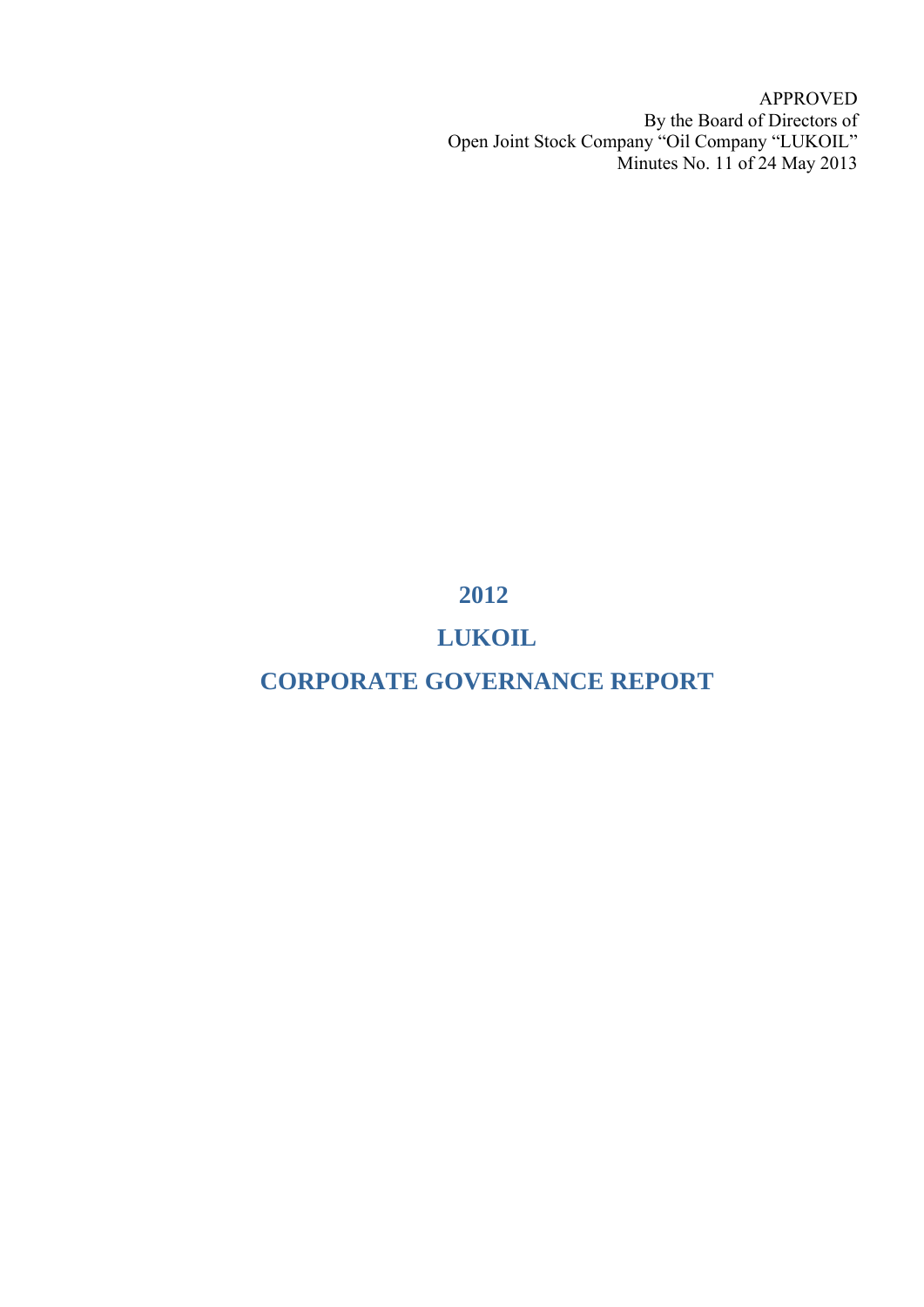APPROVED
By the Board of Directors of
Open Joint Stock Company "Oil Company "LUKOIL"
Minutes No. 11 of 24 May 2013

# 2012

# LUKOIL

# CORPORATE GOVERNANCE REPORT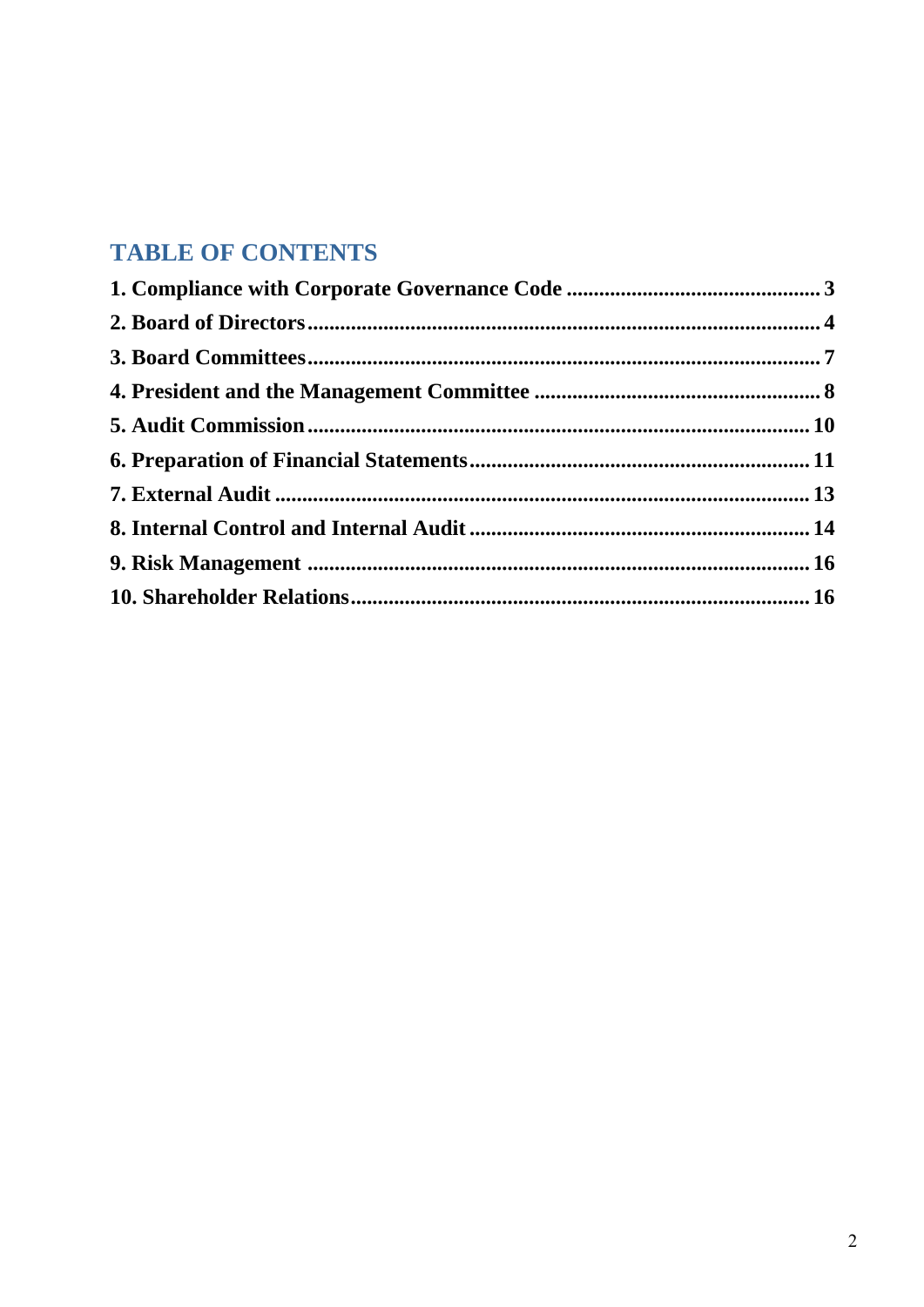## TABLE OF CONTENTS

**1. Compliance with Corporate Governance Code .............................................. 3**

**2. Board of Directors.............................................................................................. 4**

**3. Board Committees.............................................................................................. 7**

**4. President and the Management Committee .................................................... 8**

**5. Audit Commission........................................................................................... 10**

**6. Preparation of Financial Statements.............................................................. 11**

**7. External Audit .................................................................................................. 13**

**8. Internal Control and Internal Audit .............................................................. 14**

**9. Risk Management ............................................................................................ 16**

**10. Shareholder Relations................................................................................... 16**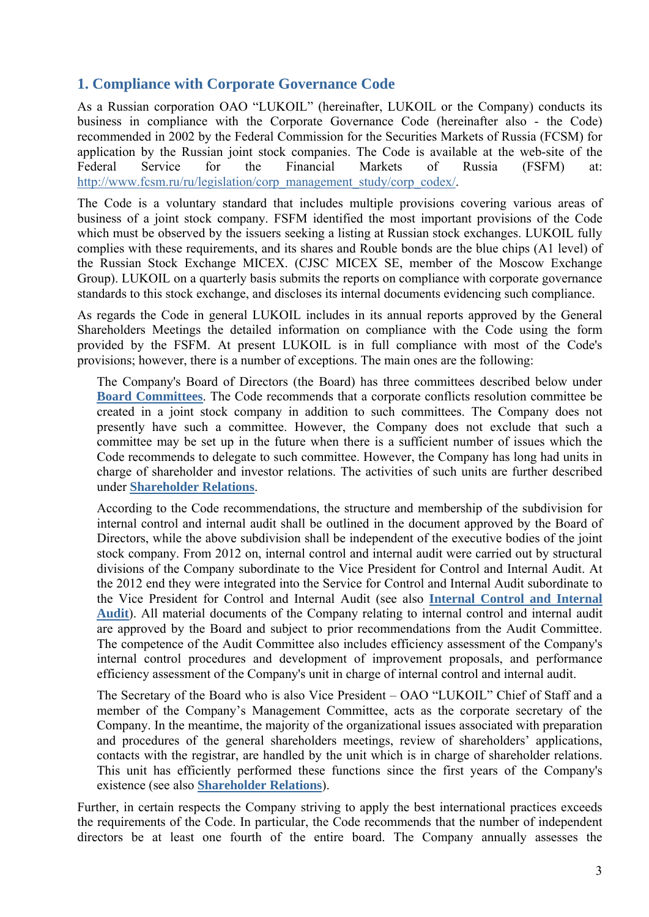## 1. Compliance with Corporate Governance Code

As a Russian corporation OAO "LUKOIL" (hereinafter, LUKOIL or the Company) conducts its business in compliance with the Corporate Governance Code (hereinafter also - the Code) recommended in 2002 by the Federal Commission for the Securities Markets of Russia (FCSM) for application by the Russian joint stock companies. The Code is available at the web-site of the Federal Service for the Financial Markets of Russia (FSFM) at: http://www.fcsm.ru/ru/legislation/corp_management_study/corp_codex/.

The Code is a voluntary standard that includes multiple provisions covering various areas of business of a joint stock company. FSFM identified the most important provisions of the Code which must be observed by the issuers seeking a listing at Russian stock exchanges. LUKOIL fully complies with these requirements, and its shares and Rouble bonds are the blue chips (A1 level) of the Russian Stock Exchange MICEX. (CJSC MICEX SE, member of the Moscow Exchange Group). LUKOIL on a quarterly basis submits the reports on compliance with corporate governance standards to this stock exchange, and discloses its internal documents evidencing such compliance.

As regards the Code in general LUKOIL includes in its annual reports approved by the General Shareholders Meetings the detailed information on compliance with the Code using the form provided by the FSFM. At present LUKOIL is in full compliance with most of the Code's provisions; however, there is a number of exceptions. The main ones are the following:

The Company's Board of Directors (the Board) has three committees described below under **Board Committees**. The Code recommends that a corporate conflicts resolution committee be created in a joint stock company in addition to such committees. The Company does not presently have such a committee. However, the Company does not exclude that such a committee may be set up in the future when there is a sufficient number of issues which the Code recommends to delegate to such committee. However, the Company has long had units in charge of shareholder and investor relations. The activities of such units are further described under **Shareholder Relations**.

According to the Code recommendations, the structure and membership of the subdivision for internal control and internal audit shall be outlined in the document approved by the Board of Directors, while the above subdivision shall be independent of the executive bodies of the joint stock company. From 2012 on, internal control and internal audit were carried out by structural divisions of the Company subordinate to the Vice President for Control and Internal Audit. At the 2012 end they were integrated into the Service for Control and Internal Audit subordinate to the Vice President for Control and Internal Audit (see also **Internal Control and Internal Audit**). All material documents of the Company relating to internal control and internal audit are approved by the Board and subject to prior recommendations from the Audit Committee. The competence of the Audit Committee also includes efficiency assessment of the Company's internal control procedures and development of improvement proposals, and performance efficiency assessment of the Company's unit in charge of internal control and internal audit.

The Secretary of the Board who is also Vice President – OAO "LUKOIL" Chief of Staff and a member of the Company's Management Committee, acts as the corporate secretary of the Company. In the meantime, the majority of the organizational issues associated with preparation and procedures of the general shareholders meetings, review of shareholders' applications, contacts with the registrar, are handled by the unit which is in charge of shareholder relations. This unit has efficiently performed these functions since the first years of the Company's existence (see also **Shareholder Relations**).

Further, in certain respects the Company striving to apply the best international practices exceeds the requirements of the Code. In particular, the Code recommends that the number of independent directors be at least one fourth of the entire board. The Company annually assesses the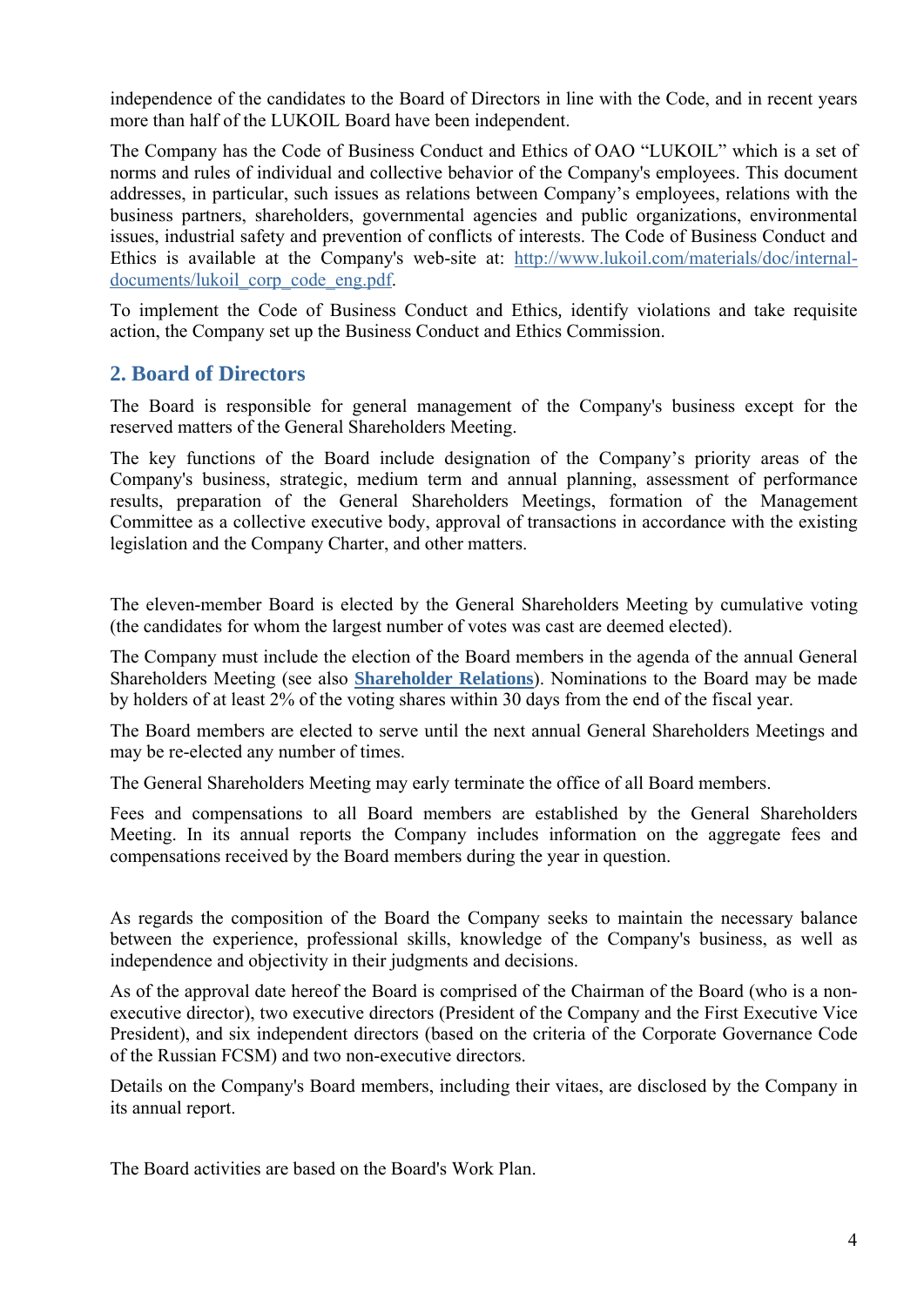independence of the candidates to the Board of Directors in line with the Code, and in recent years more than half of the LUKOIL Board have been independent.

The Company has the Code of Business Conduct and Ethics of OAO "LUKOIL" which is a set of norms and rules of individual and collective behavior of the Company's employees. This document addresses, in particular, such issues as relations between Company's employees, relations with the business partners, shareholders, governmental agencies and public organizations, environmental issues, industrial safety and prevention of conflicts of interests. The Code of Business Conduct and Ethics is available at the Company's web-site at: [http://www.lukoil.com/materials/doc/internal-documents/lukoil_corp_code_eng.pdf](http://www.lukoil.com/materials/doc/internal-documents/lukoil_corp_code_eng.pdf).

To implement the Code of Business Conduct and Ethics, identify violations and take requisite action, the Company set up the Business Conduct and Ethics Commission.

## 2. Board of Directors

The Board is responsible for general management of the Company's business except for the reserved matters of the General Shareholders Meeting.

The key functions of the Board include designation of the Company's priority areas of the Company's business, strategic, medium term and annual planning, assessment of performance results, preparation of the General Shareholders Meetings, formation of the Management Committee as a collective executive body, approval of transactions in accordance with the existing legislation and the Company Charter, and other matters.

The eleven-member Board is elected by the General Shareholders Meeting by cumulative voting (the candidates for whom the largest number of votes was cast are deemed elected).

The Company must include the election of the Board members in the agenda of the annual General Shareholders Meeting (see also **Shareholder Relations**). Nominations to the Board may be made by holders of at least 2% of the voting shares within 30 days from the end of the fiscal year.

The Board members are elected to serve until the next annual General Shareholders Meetings and may be re-elected any number of times.

The General Shareholders Meeting may early terminate the office of all Board members.

Fees and compensations to all Board members are established by the General Shareholders Meeting. In its annual reports the Company includes information on the aggregate fees and compensations received by the Board members during the year in question.

As regards the composition of the Board the Company seeks to maintain the necessary balance between the experience, professional skills, knowledge of the Company's business, as well as independence and objectivity in their judgments and decisions.

As of the approval date hereof the Board is comprised of the Chairman of the Board (who is a non-executive director), two executive directors (President of the Company and the First Executive Vice President), and six independent directors (based on the criteria of the Corporate Governance Code of the Russian FCSM) and two non-executive directors.

Details on the Company's Board members, including their vitaes, are disclosed by the Company in its annual report.

The Board activities are based on the Board's Work Plan.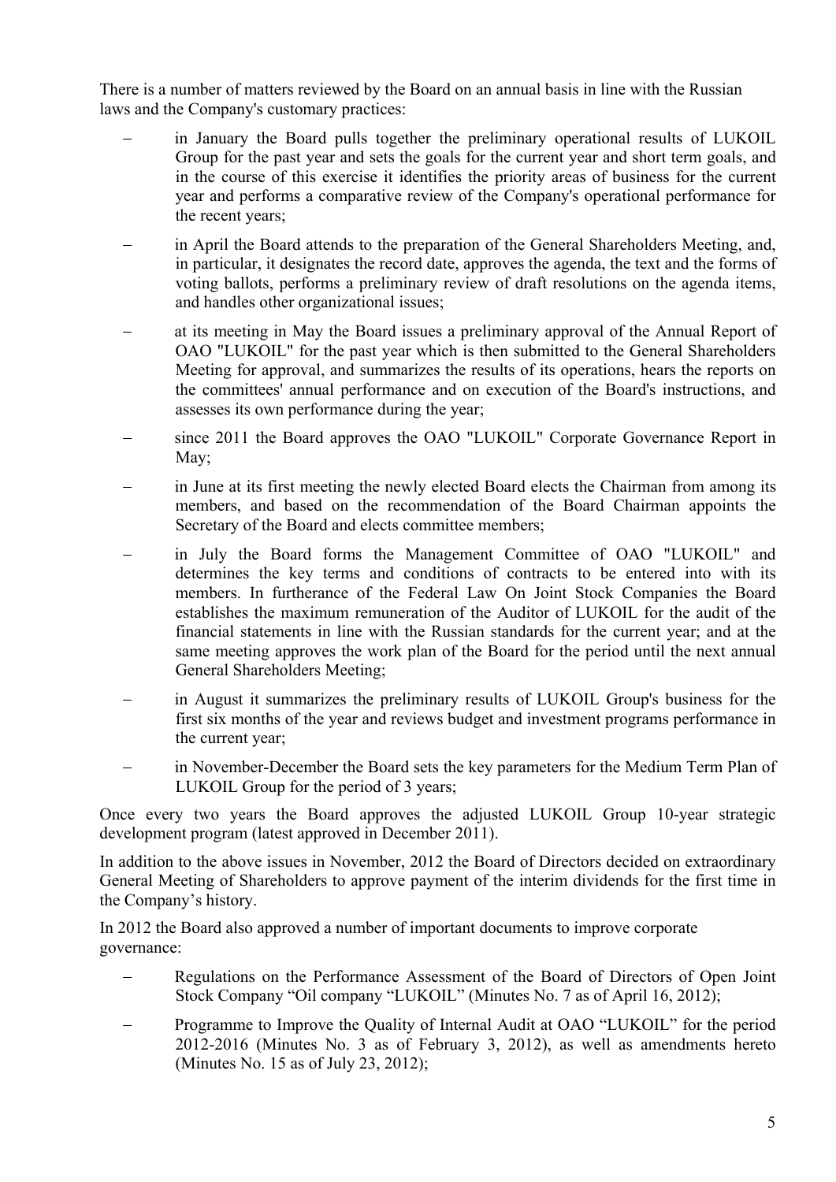There is a number of matters reviewed by the Board on an annual basis in line with the Russian laws and the Company's customary practices:

- in January the Board pulls together the preliminary operational results of LUKOIL Group for the past year and sets the goals for the current year and short term goals, and in the course of this exercise it identifies the priority areas of business for the current year and performs a comparative review of the Company's operational performance for the recent years;
- in April the Board attends to the preparation of the General Shareholders Meeting, and, in particular, it designates the record date, approves the agenda, the text and the forms of voting ballots, performs a preliminary review of draft resolutions on the agenda items, and handles other organizational issues;
- at its meeting in May the Board issues a preliminary approval of the Annual Report of OAO "LUKOIL" for the past year which is then submitted to the General Shareholders Meeting for approval, and summarizes the results of its operations, hears the reports on the committees' annual performance and on execution of the Board's instructions, and assesses its own performance during the year;
- since 2011 the Board approves the OAO "LUKOIL" Corporate Governance Report in May;
- in June at its first meeting the newly elected Board elects the Chairman from among its members, and based on the recommendation of the Board Chairman appoints the Secretary of the Board and elects committee members;
- in July the Board forms the Management Committee of OAO "LUKOIL" and determines the key terms and conditions of contracts to be entered into with its members. In furtherance of the Federal Law On Joint Stock Companies the Board establishes the maximum remuneration of the Auditor of LUKOIL for the audit of the financial statements in line with the Russian standards for the current year; and at the same meeting approves the work plan of the Board for the period until the next annual General Shareholders Meeting;
- in August it summarizes the preliminary results of LUKOIL Group's business for the first six months of the year and reviews budget and investment programs performance in the current year;
- in November-December the Board sets the key parameters for the Medium Term Plan of LUKOIL Group for the period of 3 years;

Once every two years the Board approves the adjusted LUKOIL Group 10-year strategic development program (latest approved in December 2011).

In addition to the above issues in November, 2012 the Board of Directors decided on extraordinary General Meeting of Shareholders to approve payment of the interim dividends for the first time in the Company's history.

In 2012 the Board also approved a number of important documents to improve corporate governance:

- Regulations on the Performance Assessment of the Board of Directors of Open Joint Stock Company "Oil company "LUKOIL" (Minutes No. 7 as of April 16, 2012);
- Programme to Improve the Quality of Internal Audit at OAO "LUKOIL" for the period 2012-2016 (Minutes No. 3 as of February 3, 2012), as well as amendments hereto (Minutes No. 15 as of July 23, 2012);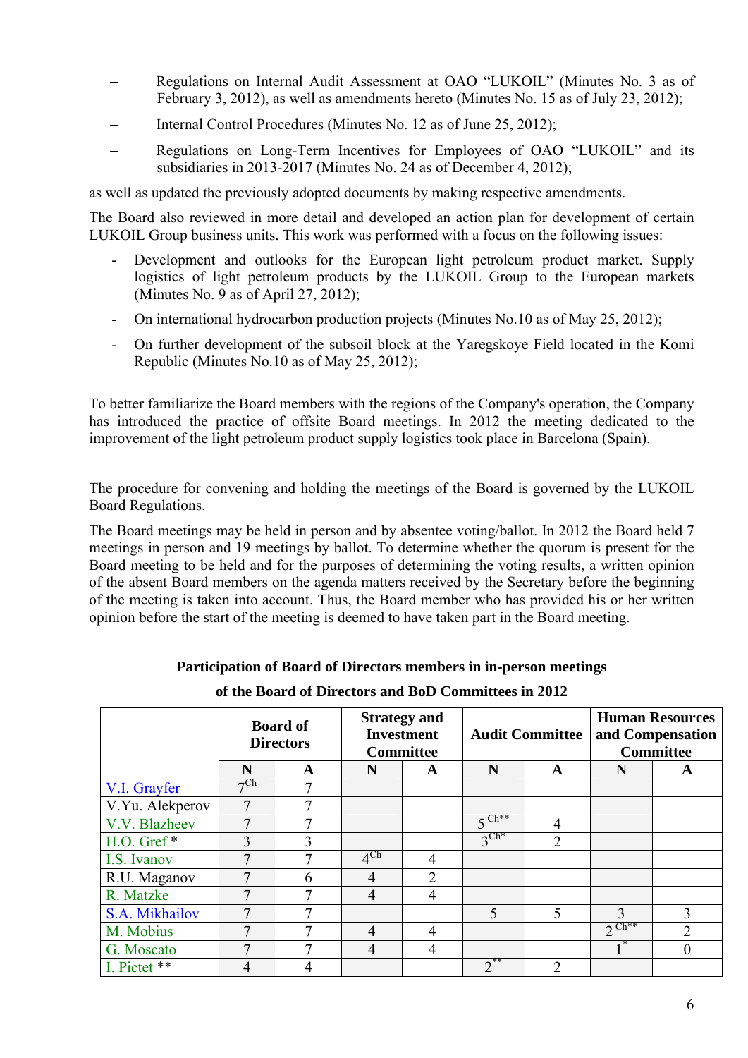– Regulations on Internal Audit Assessment at OAO "LUKOIL" (Minutes No. 3 as of February 3, 2012), as well as amendments hereto (Minutes No. 15 as of July 23, 2012);

– Internal Control Procedures (Minutes No. 12 as of June 25, 2012);

– Regulations on Long-Term Incentives for Employees of OAO "LUKOIL" and its subsidiaries in 2013-2017 (Minutes No. 24 as of December 4, 2012);

as well as updated the previously adopted documents by making respective amendments.

The Board also reviewed in more detail and developed an action plan for development of certain LUKOIL Group business units. This work was performed with a focus on the following issues:

- Development and outlooks for the European light petroleum product market. Supply logistics of light petroleum products by the LUKOIL Group to the European markets (Minutes No. 9 as of April 27, 2012);
- On international hydrocarbon production projects (Minutes No.10 as of May 25, 2012);
- On further development of the subsoil block at the Yaregskoye Field located in the Komi Republic (Minutes No.10 as of May 25, 2012);

To better familiarize the Board members with the regions of the Company's operation, the Company has introduced the practice of offsite Board meetings. In 2012 the meeting dedicated to the improvement of the light petroleum product supply logistics took place in Barcelona (Spain).

The procedure for convening and holding the meetings of the Board is governed by the LUKOIL Board Regulations.

The Board meetings may be held in person and by absentee voting/ballot. In 2012 the Board held 7 meetings in person and 19 meetings by ballot. To determine whether the quorum is present for the Board meeting to be held and for the purposes of determining the voting results, a written opinion of the absent Board members on the agenda matters received by the Secretary before the beginning of the meeting is taken into account. Thus, the Board member who has provided his or her written opinion before the start of the meeting is deemed to have taken part in the Board meeting.

**Participation of Board of Directors members in in-person meetings of the Board of Directors and BoD Committees in 2012**

| | Board of Directors | | Strategy and Investment Committee | | Audit Committee | | Human Resources and Compensation Committee | |
|---|---|---|---|---|---|---|---|---|
| | N | A | N | A | N | A | N | A |
| V.I. Grayfer | 7 Ch | 7 | | | | | | |
| V.Yu. Alekperov | 7 | 7 | | | | | | |
| V.V. Blazheev | 7 | 7 | | | 5 Ch** | 4 | | |
| H.O. Gref * | 3 | 3 | | | 3 Ch* | 2 | | |
| I.S. Ivanov | 7 | 7 | 4 Ch | 4 | | | | |
| R.U. Maganov | 7 | 6 | 4 | 2 | | | | |
| R. Matzke | 7 | 7 | 4 | 4 | | | | |
| S.A. Mikhailov | 7 | 7 | | | 5 | 5 | 3 | 3 |
| M. Mobius | 7 | 7 | 4 | 4 | | | 2 Ch** | 2 |
| G. Moscato | 7 | 7 | 4 | 4 | | | 1* | 0 |
| I. Pictet ** | 4 | 4 | | | 2** | 2 | | |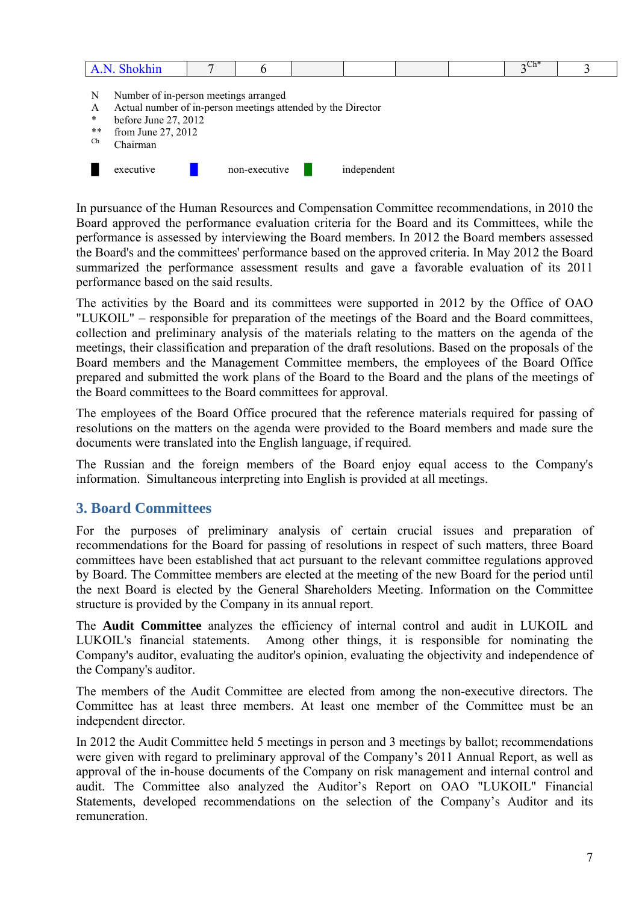| A.N. Shokhin | 7 | 6 | | | | | $3^{Ch*}$ | 3 |
|---|---|---|---|---|---|---|---|---|

N Number of in-person meetings arranged
A Actual number of in-person meetings attended by the Director
\* before June 27, 2012
\*\* from June 27, 2012
Ch Chairman

executive non-executive independent

In pursuance of the Human Resources and Compensation Committee recommendations, in 2010 the Board approved the performance evaluation criteria for the Board and its Committees, while the performance is assessed by interviewing the Board members. In 2012 the Board members assessed the Board's and the committees' performance based on the approved criteria. In May 2012 the Board summarized the performance assessment results and gave a favorable evaluation of its 2011 performance based on the said results.

The activities by the Board and its committees were supported in 2012 by the Office of OAO "LUKOIL" – responsible for preparation of the meetings of the Board and the Board committees, collection and preliminary analysis of the materials relating to the matters on the agenda of the meetings, their classification and preparation of the draft resolutions. Based on the proposals of the Board members and the Management Committee members, the employees of the Board Office prepared and submitted the work plans of the Board to the Board and the plans of the meetings of the Board committees to the Board committees for approval.

The employees of the Board Office procured that the reference materials required for passing of resolutions on the matters on the agenda were provided to the Board members and made sure the documents were translated into the English language, if required.

The Russian and the foreign members of the Board enjoy equal access to the Company's information. Simultaneous interpreting into English is provided at all meetings.

## 3. Board Committees

For the purposes of preliminary analysis of certain crucial issues and preparation of recommendations for the Board for passing of resolutions in respect of such matters, three Board committees have been established that act pursuant to the relevant committee regulations approved by Board. The Committee members are elected at the meeting of the new Board for the period until the next Board is elected by the General Shareholders Meeting. Information on the Committee structure is provided by the Company in its annual report.

The **Audit Committee** analyzes the efficiency of internal control and audit in LUKOIL and LUKOIL's financial statements. Among other things, it is responsible for nominating the Company's auditor, evaluating the auditor's opinion, evaluating the objectivity and independence of the Company's auditor.

The members of the Audit Committee are elected from among the non-executive directors. The Committee has at least three members. At least one member of the Committee must be an independent director.

In 2012 the Audit Committee held 5 meetings in person and 3 meetings by ballot; recommendations were given with regard to preliminary approval of the Company's 2011 Annual Report, as well as approval of the in-house documents of the Company on risk management and internal control and audit. The Committee also analyzed the Auditor's Report on OAO "LUKOIL" Financial Statements, developed recommendations on the selection of the Company's Auditor and its remuneration.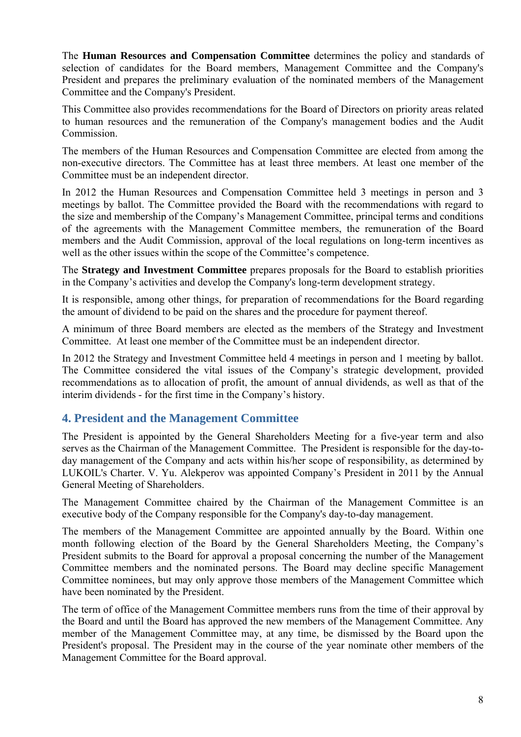The **Human Resources and Compensation Committee** determines the policy and standards of selection of candidates for the Board members, Management Committee and the Company's President and prepares the preliminary evaluation of the nominated members of the Management Committee and the Company's President.

This Committee also provides recommendations for the Board of Directors on priority areas related to human resources and the remuneration of the Company's management bodies and the Audit Commission.

The members of the Human Resources and Compensation Committee are elected from among the non-executive directors. The Committee has at least three members. At least one member of the Committee must be an independent director.

In 2012 the Human Resources and Compensation Committee held 3 meetings in person and 3 meetings by ballot. The Committee provided the Board with the recommendations with regard to the size and membership of the Company's Management Committee, principal terms and conditions of the agreements with the Management Committee members, the remuneration of the Board members and the Audit Commission, approval of the local regulations on long-term incentives as well as the other issues within the scope of the Committee's competence.

The **Strategy and Investment Committee** prepares proposals for the Board to establish priorities in the Company's activities and develop the Company's long-term development strategy.

It is responsible, among other things, for preparation of recommendations for the Board regarding the amount of dividend to be paid on the shares and the procedure for payment thereof.

A minimum of three Board members are elected as the members of the Strategy and Investment Committee. At least one member of the Committee must be an independent director.

In 2012 the Strategy and Investment Committee held 4 meetings in person and 1 meeting by ballot. The Committee considered the vital issues of the Company's strategic development, provided recommendations as to allocation of profit, the amount of annual dividends, as well as that of the interim dividends - for the first time in the Company's history.

## 4. President and the Management Committee

The President is appointed by the General Shareholders Meeting for a five-year term and also serves as the Chairman of the Management Committee. The President is responsible for the day-to-day management of the Company and acts within his/her scope of responsibility, as determined by LUKOIL's Charter. V. Yu. Alekperov was appointed Company's President in 2011 by the Annual General Meeting of Shareholders.

The Management Committee chaired by the Chairman of the Management Committee is an executive body of the Company responsible for the Company's day-to-day management.

The members of the Management Committee are appointed annually by the Board. Within one month following election of the Board by the General Shareholders Meeting, the Company's President submits to the Board for approval a proposal concerning the number of the Management Committee members and the nominated persons. The Board may decline specific Management Committee nominees, but may only approve those members of the Management Committee which have been nominated by the President.

The term of office of the Management Committee members runs from the time of their approval by the Board and until the Board has approved the new members of the Management Committee. Any member of the Management Committee may, at any time, be dismissed by the Board upon the President's proposal. The President may in the course of the year nominate other members of the Management Committee for the Board approval.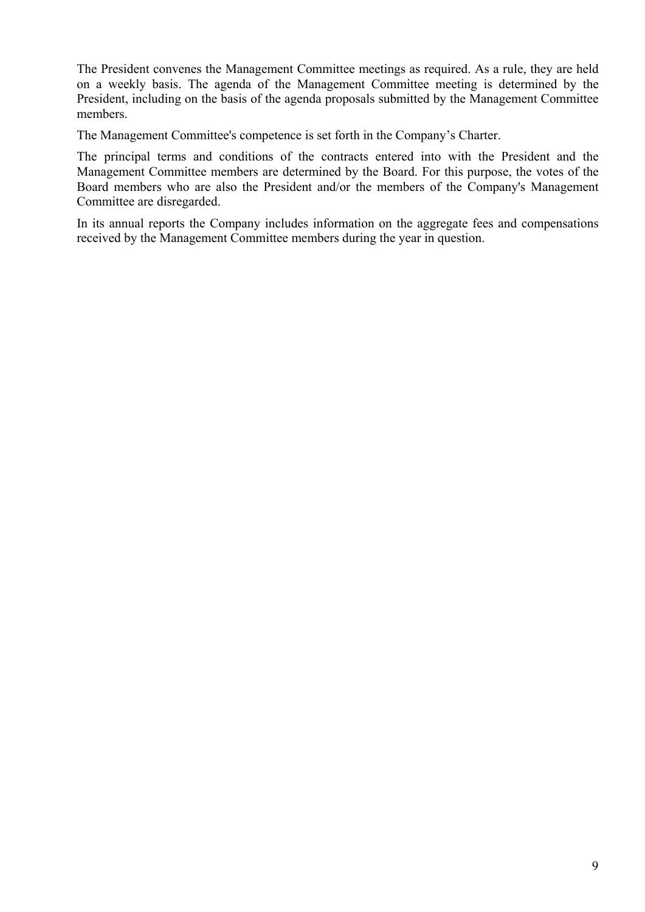The President convenes the Management Committee meetings as required. As a rule, they are held on a weekly basis. The agenda of the Management Committee meeting is determined by the President, including on the basis of the agenda proposals submitted by the Management Committee members.

The Management Committee's competence is set forth in the Company’s Charter.

The principal terms and conditions of the contracts entered into with the President and the Management Committee members are determined by the Board. For this purpose, the votes of the Board members who are also the President and/or the members of the Company's Management Committee are disregarded.

In its annual reports the Company includes information on the aggregate fees and compensations received by the Management Committee members during the year in question.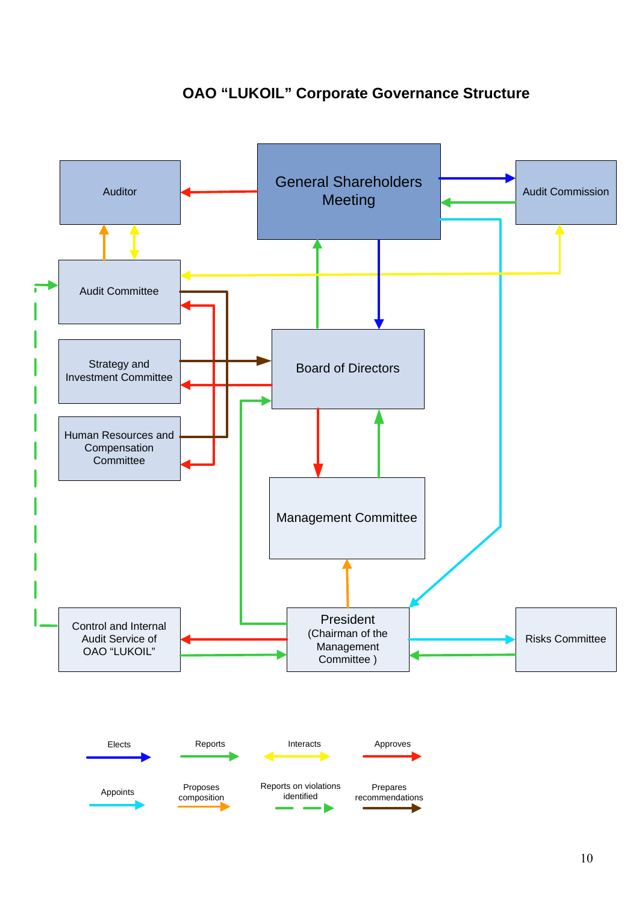# OAO “LUKOIL” Corporate Governance Structure

General Shareholders Meeting

Auditor

Audit Commission

Audit Committee

Strategy and Investment Committee

Human Resources and Compensation Committee

Board of Directors

Management Committee

Control and Internal Audit Service of OAO “LUKOIL”

President (Chairman of the Management Committee )

Risks Committee

Elects

Reports

Interacts

Approves

Appoints

Proposes composition

Reports on violations identified

Prepares recommendations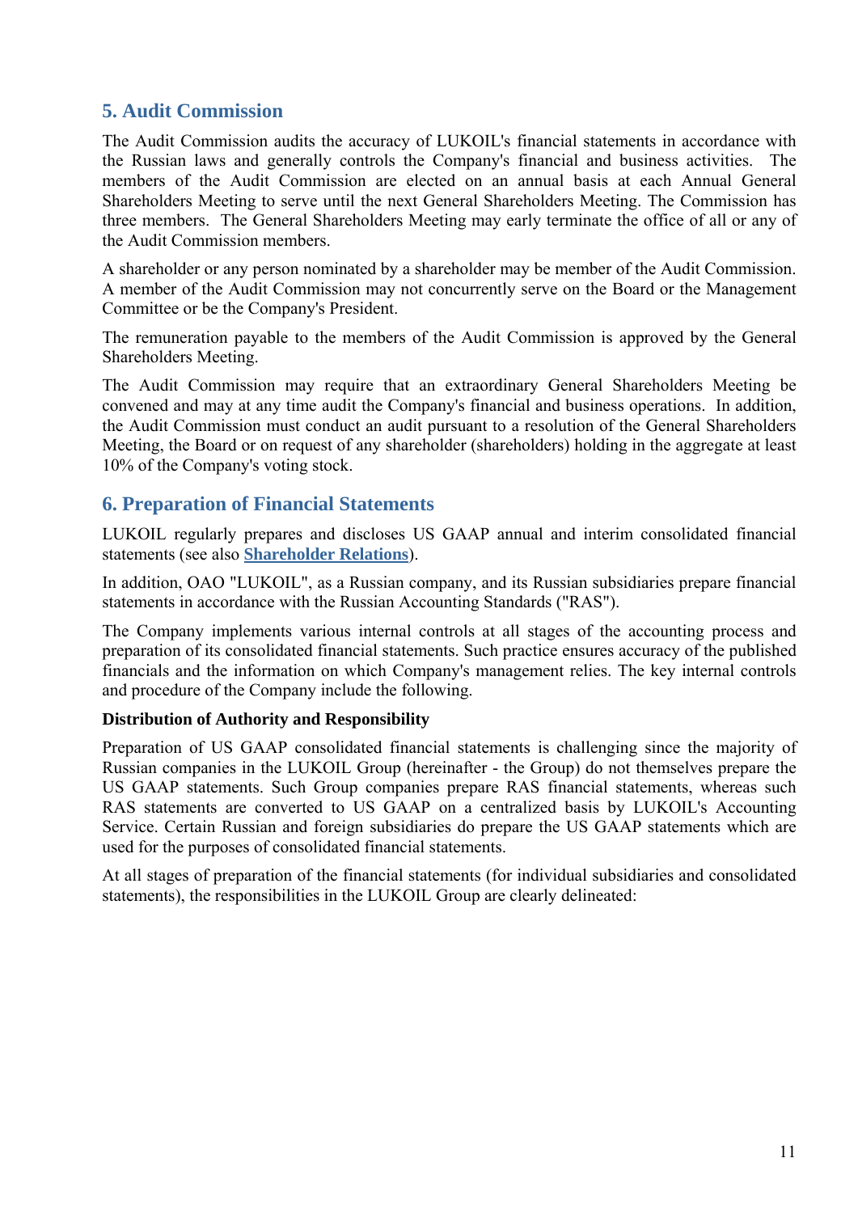## 5. Audit Commission

The Audit Commission audits the accuracy of LUKOIL's financial statements in accordance with the Russian laws and generally controls the Company's financial and business activities. The members of the Audit Commission are elected on an annual basis at each Annual General Shareholders Meeting to serve until the next General Shareholders Meeting. The Commission has three members. The General Shareholders Meeting may early terminate the office of all or any of the Audit Commission members.

A shareholder or any person nominated by a shareholder may be member of the Audit Commission. A member of the Audit Commission may not concurrently serve on the Board or the Management Committee or be the Company's President.

The remuneration payable to the members of the Audit Commission is approved by the General Shareholders Meeting.

The Audit Commission may require that an extraordinary General Shareholders Meeting be convened and may at any time audit the Company's financial and business operations. In addition, the Audit Commission must conduct an audit pursuant to a resolution of the General Shareholders Meeting, the Board or on request of any shareholder (shareholders) holding in the aggregate at least 10% of the Company's voting stock.

## 6. Preparation of Financial Statements

LUKOIL regularly prepares and discloses US GAAP annual and interim consolidated financial statements (see also **Shareholder Relations**).

In addition, OAO "LUKOIL", as a Russian company, and its Russian subsidiaries prepare financial statements in accordance with the Russian Accounting Standards ("RAS").

The Company implements various internal controls at all stages of the accounting process and preparation of its consolidated financial statements. Such practice ensures accuracy of the published financials and the information on which Company's management relies. The key internal controls and procedure of the Company include the following.

**Distribution of Authority and Responsibility**

Preparation of US GAAP consolidated financial statements is challenging since the majority of Russian companies in the LUKOIL Group (hereinafter - the Group) do not themselves prepare the US GAAP statements. Such Group companies prepare RAS financial statements, whereas such RAS statements are converted to US GAAP on a centralized basis by LUKOIL's Accounting Service. Certain Russian and foreign subsidiaries do prepare the US GAAP statements which are used for the purposes of consolidated financial statements.

At all stages of preparation of the financial statements (for individual subsidiaries and consolidated statements), the responsibilities in the LUKOIL Group are clearly delineated: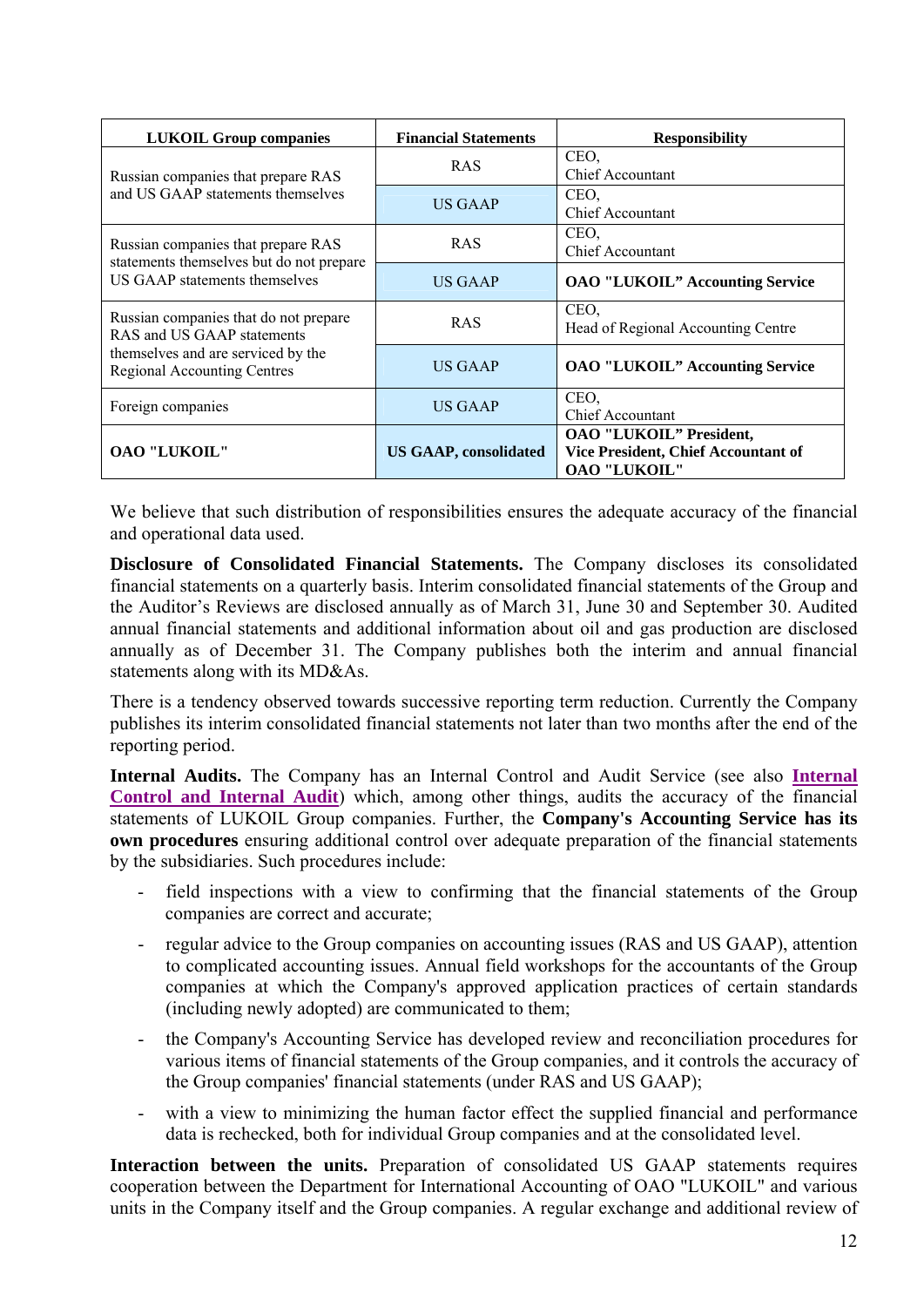| LUKOIL Group companies | Financial Statements | Responsibility |
|---|---|---|
| Russian companies that prepare RAS and US GAAP statements themselves | RAS | CEO, Chief Accountant |
| | US GAAP | CEO, Chief Accountant |
| Russian companies that prepare RAS statements themselves but do not prepare US GAAP statements themselves | RAS | CEO, Chief Accountant |
| | US GAAP | **OAO "LUKOIL" Accounting Service** |
| Russian companies that do not prepare RAS and US GAAP statements themselves and are serviced by the Regional Accounting Centres | RAS | CEO, Head of Regional Accounting Centre |
| | US GAAP | **OAO "LUKOIL" Accounting Service** |
| Foreign companies | US GAAP | CEO, Chief Accountant |
| **OAO "LUKOIL"** | **US GAAP, consolidated** | **OAO "LUKOIL" President, Vice President, Chief Accountant of OAO "LUKOIL"** |

We believe that such distribution of responsibilities ensures the adequate accuracy of the financial and operational data used.

**Disclosure of Consolidated Financial Statements.** The Company discloses its consolidated financial statements on a quarterly basis. Interim consolidated financial statements of the Group and the Auditor's Reviews are disclosed annually as of March 31, June 30 and September 30. Audited annual financial statements and additional information about oil and gas production are disclosed annually as of December 31. The Company publishes both the interim and annual financial statements along with its MD&As.

There is a tendency observed towards successive reporting term reduction. Currently the Company publishes its interim consolidated financial statements not later than two months after the end of the reporting period.

**Internal Audits.** The Company has an Internal Control and Audit Service (see also **Internal Control and Internal Audit**) which, among other things, audits the accuracy of the financial statements of LUKOIL Group companies. Further, the **Company's Accounting Service has its own procedures** ensuring additional control over adequate preparation of the financial statements by the subsidiaries. Such procedures include:

- field inspections with a view to confirming that the financial statements of the Group companies are correct and accurate;
- regular advice to the Group companies on accounting issues (RAS and US GAAP), attention to complicated accounting issues. Annual field workshops for the accountants of the Group companies at which the Company's approved application practices of certain standards (including newly adopted) are communicated to them;
- the Company's Accounting Service has developed review and reconciliation procedures for various items of financial statements of the Group companies, and it controls the accuracy of the Group companies' financial statements (under RAS and US GAAP);
- with a view to minimizing the human factor effect the supplied financial and performance data is rechecked, both for individual Group companies and at the consolidated level.

**Interaction between the units.** Preparation of consolidated US GAAP statements requires cooperation between the Department for International Accounting of OAO "LUKOIL" and various units in the Company itself and the Group companies. A regular exchange and additional review of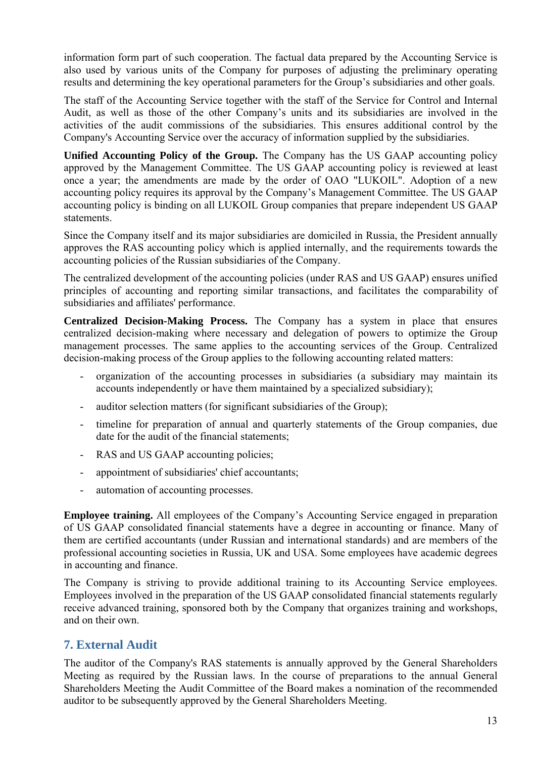information form part of such cooperation. The factual data prepared by the Accounting Service is also used by various units of the Company for purposes of adjusting the preliminary operating results and determining the key operational parameters for the Group's subsidiaries and other goals.

The staff of the Accounting Service together with the staff of the Service for Control and Internal Audit, as well as those of the other Company's units and its subsidiaries are involved in the activities of the audit commissions of the subsidiaries. This ensures additional control by the Company's Accounting Service over the accuracy of information supplied by the subsidiaries.

**Unified Accounting Policy of the Group.** The Company has the US GAAP accounting policy approved by the Management Committee. The US GAAP accounting policy is reviewed at least once a year; the amendments are made by the order of OAO "LUKOIL". Adoption of a new accounting policy requires its approval by the Company's Management Committee. The US GAAP accounting policy is binding on all LUKOIL Group companies that prepare independent US GAAP statements.

Since the Company itself and its major subsidiaries are domiciled in Russia, the President annually approves the RAS accounting policy which is applied internally, and the requirements towards the accounting policies of the Russian subsidiaries of the Company.

The centralized development of the accounting policies (under RAS and US GAAP) ensures unified principles of accounting and reporting similar transactions, and facilitates the comparability of subsidiaries and affiliates' performance.

**Centralized Decision-Making Process.** The Company has a system in place that ensures centralized decision-making where necessary and delegation of powers to optimize the Group management processes. The same applies to the accounting services of the Group. Centralized decision-making process of the Group applies to the following accounting related matters:

- organization of the accounting processes in subsidiaries (a subsidiary may maintain its accounts independently or have them maintained by a specialized subsidiary);
- auditor selection matters (for significant subsidiaries of the Group);
- timeline for preparation of annual and quarterly statements of the Group companies, due date for the audit of the financial statements;
- RAS and US GAAP accounting policies;
- appointment of subsidiaries' chief accountants;
- automation of accounting processes.

**Employee training.** All employees of the Company's Accounting Service engaged in preparation of US GAAP consolidated financial statements have a degree in accounting or finance. Many of them are certified accountants (under Russian and international standards) and are members of the professional accounting societies in Russia, UK and USA. Some employees have academic degrees in accounting and finance.

The Company is striving to provide additional training to its Accounting Service employees. Employees involved in the preparation of the US GAAP consolidated financial statements regularly receive advanced training, sponsored both by the Company that organizes training and workshops, and on their own.

## 7. External Audit

The auditor of the Company's RAS statements is annually approved by the General Shareholders Meeting as required by the Russian laws. In the course of preparations to the annual General Shareholders Meeting the Audit Committee of the Board makes a nomination of the recommended auditor to be subsequently approved by the General Shareholders Meeting.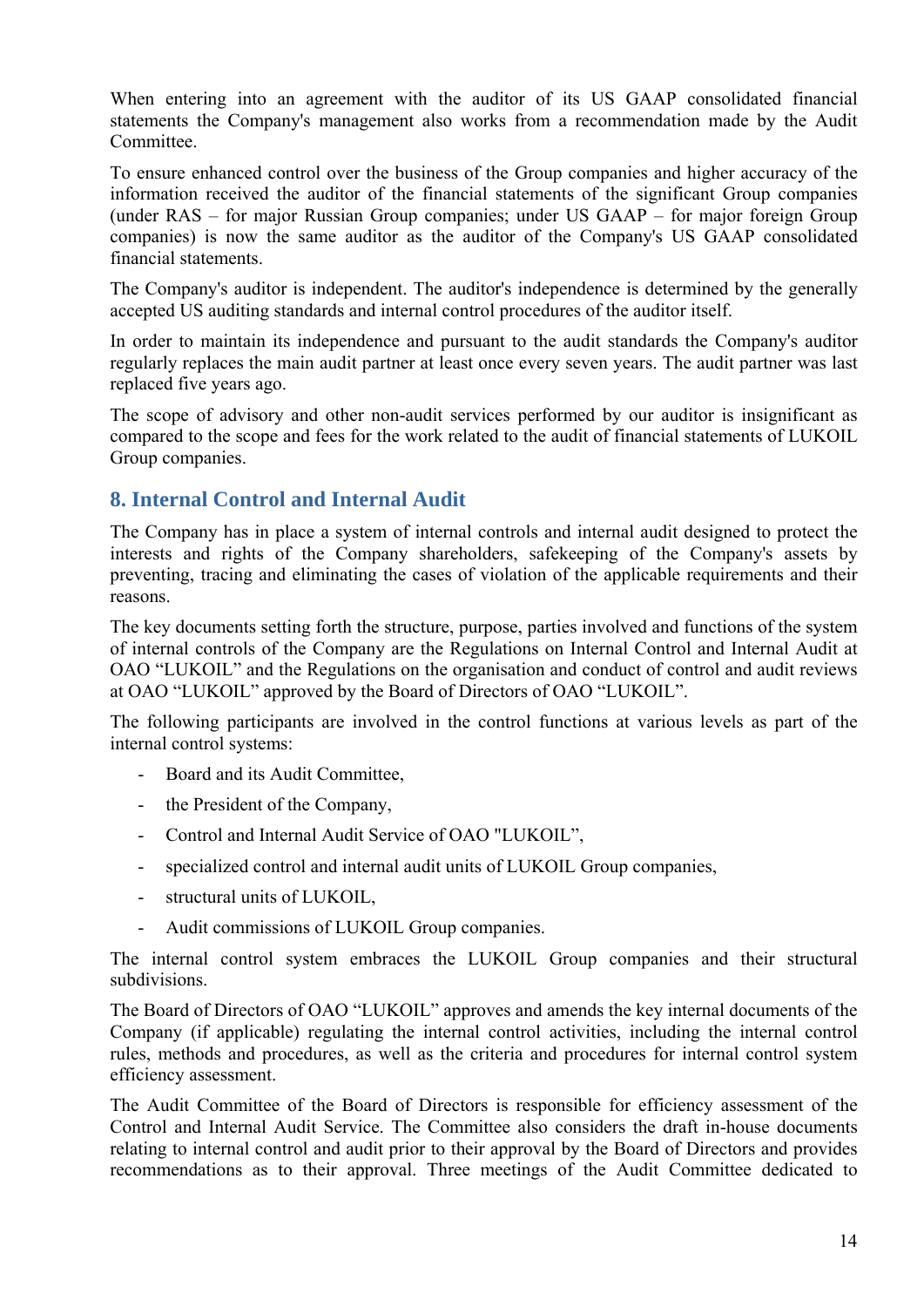When entering into an agreement with the auditor of its US GAAP consolidated financial statements the Company's management also works from a recommendation made by the Audit Committee.

To ensure enhanced control over the business of the Group companies and higher accuracy of the information received the auditor of the financial statements of the significant Group companies (under RAS – for major Russian Group companies; under US GAAP – for major foreign Group companies) is now the same auditor as the auditor of the Company's US GAAP consolidated financial statements.

The Company's auditor is independent. The auditor's independence is determined by the generally accepted US auditing standards and internal control procedures of the auditor itself.

In order to maintain its independence and pursuant to the audit standards the Company's auditor regularly replaces the main audit partner at least once every seven years. The audit partner was last replaced five years ago.

The scope of advisory and other non-audit services performed by our auditor is insignificant as compared to the scope and fees for the work related to the audit of financial statements of LUKOIL Group companies.

## 8. Internal Control and Internal Audit

The Company has in place a system of internal controls and internal audit designed to protect the interests and rights of the Company shareholders, safekeeping of the Company's assets by preventing, tracing and eliminating the cases of violation of the applicable requirements and their reasons.

The key documents setting forth the structure, purpose, parties involved and functions of the system of internal controls of the Company are the Regulations on Internal Control and Internal Audit at OAO "LUKOIL" and the Regulations on the organisation and conduct of control and audit reviews at OAO "LUKOIL" approved by the Board of Directors of OAO "LUKOIL".

The following participants are involved in the control functions at various levels as part of the internal control systems:

- Board and its Audit Committee,
- the President of the Company,
- Control and Internal Audit Service of OAO "LUKOIL",
- specialized control and internal audit units of LUKOIL Group companies,
- structural units of LUKOIL,
- Audit commissions of LUKOIL Group companies.

The internal control system embraces the LUKOIL Group companies and their structural subdivisions.

The Board of Directors of OAO "LUKOIL" approves and amends the key internal documents of the Company (if applicable) regulating the internal control activities, including the internal control rules, methods and procedures, as well as the criteria and procedures for internal control system efficiency assessment.

The Audit Committee of the Board of Directors is responsible for efficiency assessment of the Control and Internal Audit Service. The Committee also considers the draft in-house documents relating to internal control and audit prior to their approval by the Board of Directors and provides recommendations as to their approval. Three meetings of the Audit Committee dedicated to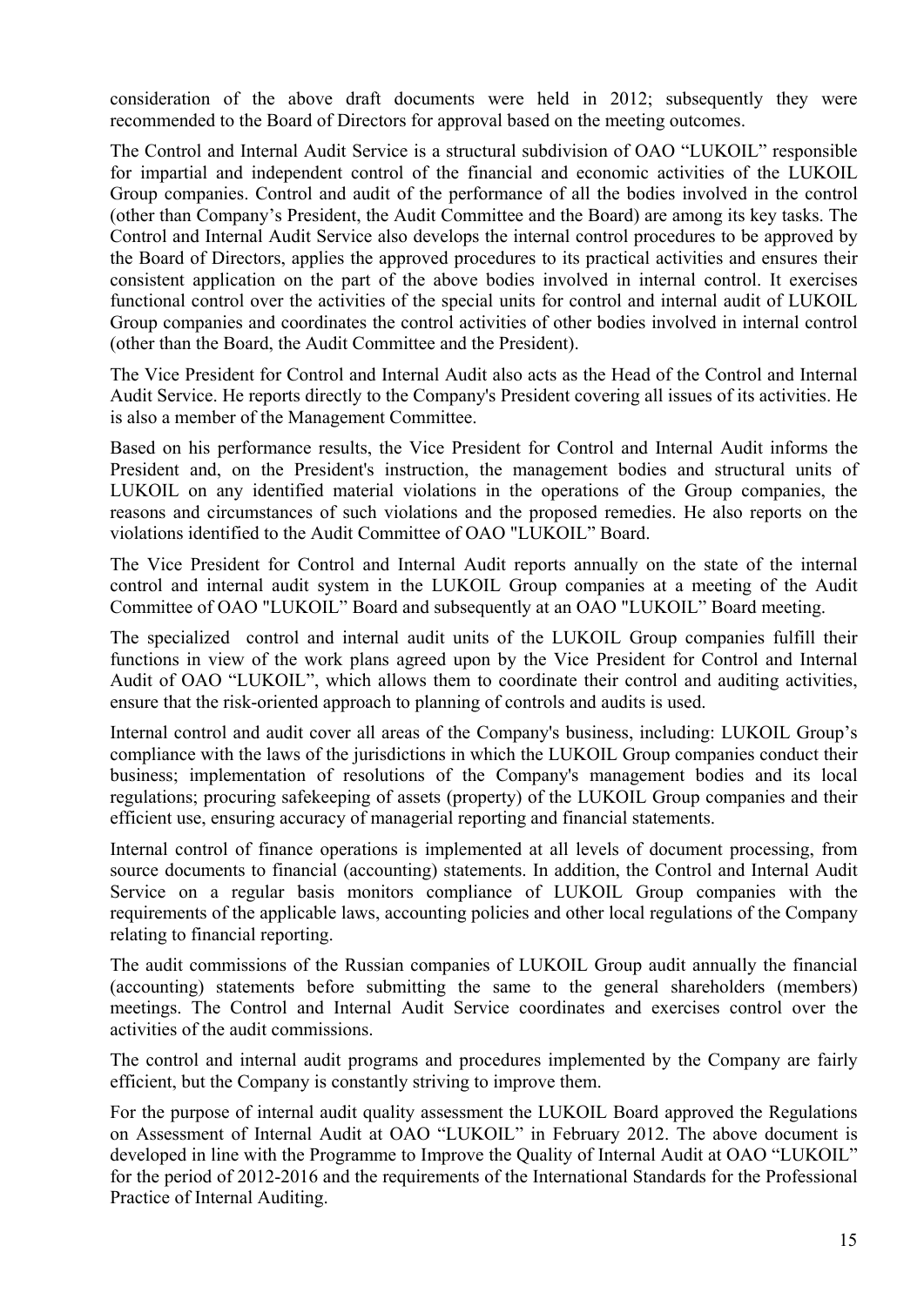consideration of the above draft documents were held in 2012; subsequently they were recommended to the Board of Directors for approval based on the meeting outcomes.

The Control and Internal Audit Service is a structural subdivision of OAO "LUKOIL" responsible for impartial and independent control of the financial and economic activities of the LUKOIL Group companies. Control and audit of the performance of all the bodies involved in the control (other than Company's President, the Audit Committee and the Board) are among its key tasks. The Control and Internal Audit Service also develops the internal control procedures to be approved by the Board of Directors, applies the approved procedures to its practical activities and ensures their consistent application on the part of the above bodies involved in internal control. It exercises functional control over the activities of the special units for control and internal audit of LUKOIL Group companies and coordinates the control activities of other bodies involved in internal control (other than the Board, the Audit Committee and the President).

The Vice President for Control and Internal Audit also acts as the Head of the Control and Internal Audit Service. He reports directly to the Company's President covering all issues of its activities. He is also a member of the Management Committee.

Based on his performance results, the Vice President for Control and Internal Audit informs the President and, on the President's instruction, the management bodies and structural units of LUKOIL on any identified material violations in the operations of the Group companies, the reasons and circumstances of such violations and the proposed remedies. He also reports on the violations identified to the Audit Committee of OAO "LUKOIL" Board.

The Vice President for Control and Internal Audit reports annually on the state of the internal control and internal audit system in the LUKOIL Group companies at a meeting of the Audit Committee of OAO "LUKOIL" Board and subsequently at an OAO "LUKOIL" Board meeting.

The specialized control and internal audit units of the LUKOIL Group companies fulfill their functions in view of the work plans agreed upon by the Vice President for Control and Internal Audit of OAO "LUKOIL", which allows them to coordinate their control and auditing activities, ensure that the risk-oriented approach to planning of controls and audits is used.

Internal control and audit cover all areas of the Company's business, including: LUKOIL Group's compliance with the laws of the jurisdictions in which the LUKOIL Group companies conduct their business; implementation of resolutions of the Company's management bodies and its local regulations; procuring safekeeping of assets (property) of the LUKOIL Group companies and their efficient use, ensuring accuracy of managerial reporting and financial statements.

Internal control of finance operations is implemented at all levels of document processing, from source documents to financial (accounting) statements. In addition, the Control and Internal Audit Service on a regular basis monitors compliance of LUKOIL Group companies with the requirements of the applicable laws, accounting policies and other local regulations of the Company relating to financial reporting.

The audit commissions of the Russian companies of LUKOIL Group audit annually the financial (accounting) statements before submitting the same to the general shareholders (members) meetings. The Control and Internal Audit Service coordinates and exercises control over the activities of the audit commissions.

The control and internal audit programs and procedures implemented by the Company are fairly efficient, but the Company is constantly striving to improve them.

For the purpose of internal audit quality assessment the LUKOIL Board approved the Regulations on Assessment of Internal Audit at OAO "LUKOIL" in February 2012. The above document is developed in line with the Programme to Improve the Quality of Internal Audit at OAO "LUKOIL" for the period of 2012-2016 and the requirements of the International Standards for the Professional Practice of Internal Auditing.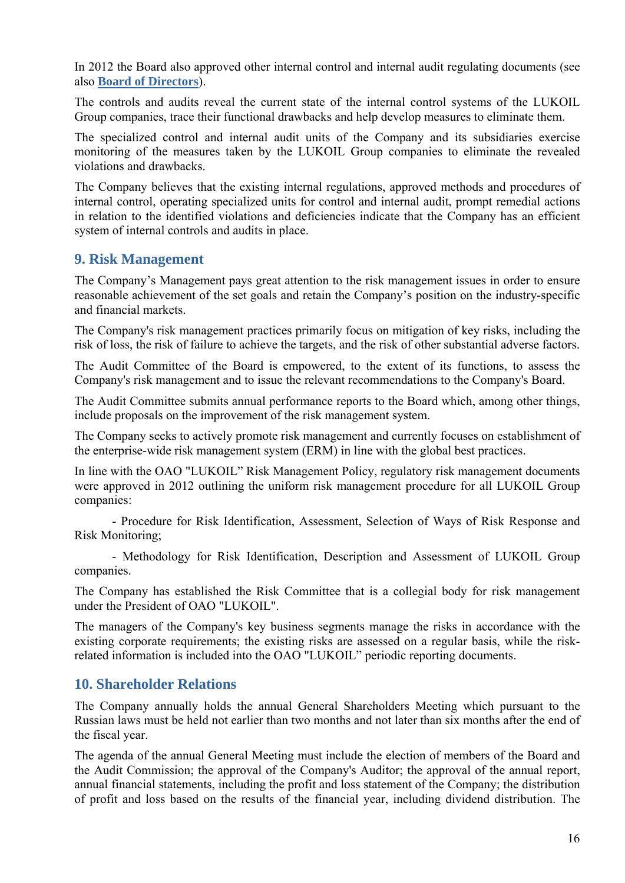In 2012 the Board also approved other internal control and internal audit regulating documents (see also **Board of Directors**).

The controls and audits reveal the current state of the internal control systems of the LUKOIL Group companies, trace their functional drawbacks and help develop measures to eliminate them.

The specialized control and internal audit units of the Company and its subsidiaries exercise monitoring of the measures taken by the LUKOIL Group companies to eliminate the revealed violations and drawbacks.

The Company believes that the existing internal regulations, approved methods and procedures of internal control, operating specialized units for control and internal audit, prompt remedial actions in relation to the identified violations and deficiencies indicate that the Company has an efficient system of internal controls and audits in place.

## 9. Risk Management

The Company's Management pays great attention to the risk management issues in order to ensure reasonable achievement of the set goals and retain the Company's position on the industry-specific and financial markets.

The Company's risk management practices primarily focus on mitigation of key risks, including the risk of loss, the risk of failure to achieve the targets, and the risk of other substantial adverse factors.

The Audit Committee of the Board is empowered, to the extent of its functions, to assess the Company's risk management and to issue the relevant recommendations to the Company's Board.

The Audit Committee submits annual performance reports to the Board which, among other things, include proposals on the improvement of the risk management system.

The Company seeks to actively promote risk management and currently focuses on establishment of the enterprise-wide risk management system (ERM) in line with the global best practices.

In line with the OAO "LUKOIL" Risk Management Policy, regulatory risk management documents were approved in 2012 outlining the uniform risk management procedure for all LUKOIL Group companies:

- Procedure for Risk Identification, Assessment, Selection of Ways of Risk Response and Risk Monitoring;
- Methodology for Risk Identification, Description and Assessment of LUKOIL Group companies.

The Company has established the Risk Committee that is a collegial body for risk management under the President of OAO "LUKOIL".

The managers of the Company's key business segments manage the risks in accordance with the existing corporate requirements; the existing risks are assessed on a regular basis, while the risk-related information is included into the OAO "LUKOIL" periodic reporting documents.

## 10. Shareholder Relations

The Company annually holds the annual General Shareholders Meeting which pursuant to the Russian laws must be held not earlier than two months and not later than six months after the end of the fiscal year.

The agenda of the annual General Meeting must include the election of members of the Board and the Audit Commission; the approval of the Company's Auditor; the approval of the annual report, annual financial statements, including the profit and loss statement of the Company; the distribution of profit and loss based on the results of the financial year, including dividend distribution. The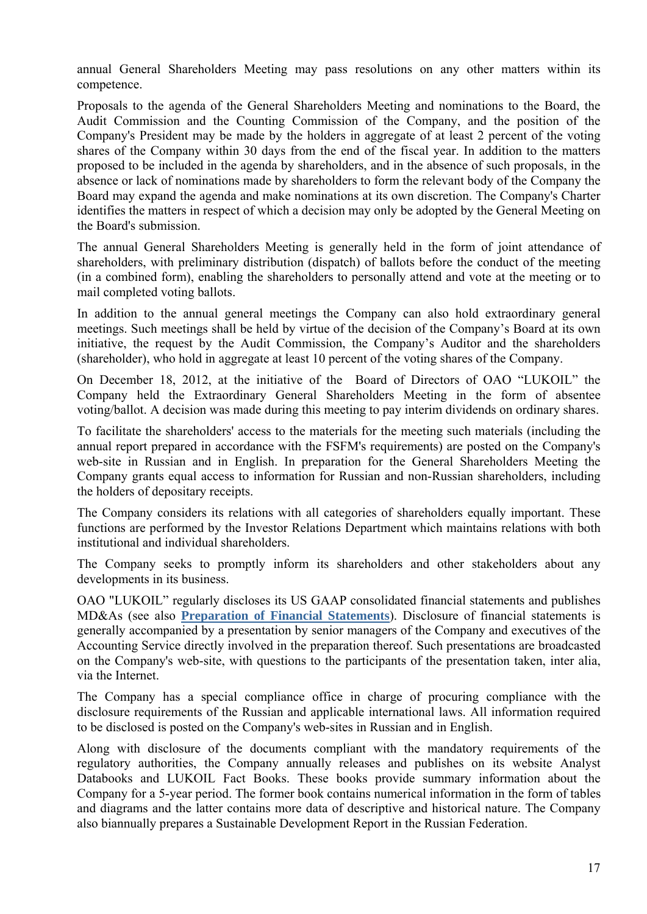annual General Shareholders Meeting may pass resolutions on any other matters within its competence.

Proposals to the agenda of the General Shareholders Meeting and nominations to the Board, the Audit Commission and the Counting Commission of the Company, and the position of the Company's President may be made by the holders in aggregate of at least 2 percent of the voting shares of the Company within 30 days from the end of the fiscal year. In addition to the matters proposed to be included in the agenda by shareholders, and in the absence of such proposals, in the absence or lack of nominations made by shareholders to form the relevant body of the Company the Board may expand the agenda and make nominations at its own discretion. The Company's Charter identifies the matters in respect of which a decision may only be adopted by the General Meeting on the Board's submission.

The annual General Shareholders Meeting is generally held in the form of joint attendance of shareholders, with preliminary distribution (dispatch) of ballots before the conduct of the meeting (in a combined form), enabling the shareholders to personally attend and vote at the meeting or to mail completed voting ballots.

In addition to the annual general meetings the Company can also hold extraordinary general meetings. Such meetings shall be held by virtue of the decision of the Company's Board at its own initiative, the request by the Audit Commission, the Company's Auditor and the shareholders (shareholder), who hold in aggregate at least 10 percent of the voting shares of the Company.

On December 18, 2012, at the initiative of the Board of Directors of OAO "LUKOIL" the Company held the Extraordinary General Shareholders Meeting in the form of absentee voting/ballot. A decision was made during this meeting to pay interim dividends on ordinary shares.

To facilitate the shareholders' access to the materials for the meeting such materials (including the annual report prepared in accordance with the FSFM's requirements) are posted on the Company's web-site in Russian and in English. In preparation for the General Shareholders Meeting the Company grants equal access to information for Russian and non-Russian shareholders, including the holders of depositary receipts.

The Company considers its relations with all categories of shareholders equally important. These functions are performed by the Investor Relations Department which maintains relations with both institutional and individual shareholders.

The Company seeks to promptly inform its shareholders and other stakeholders about any developments in its business.

OAO "LUKOIL" regularly discloses its US GAAP consolidated financial statements and publishes MD&As (see also **Preparation of Financial Statements**). Disclosure of financial statements is generally accompanied by a presentation by senior managers of the Company and executives of the Accounting Service directly involved in the preparation thereof. Such presentations are broadcasted on the Company's web-site, with questions to the participants of the presentation taken, inter alia, via the Internet.

The Company has a special compliance office in charge of procuring compliance with the disclosure requirements of the Russian and applicable international laws. All information required to be disclosed is posted on the Company's web-sites in Russian and in English.

Along with disclosure of the documents compliant with the mandatory requirements of the regulatory authorities, the Company annually releases and publishes on its website Analyst Databooks and LUKOIL Fact Books. These books provide summary information about the Company for a 5-year period. The former book contains numerical information in the form of tables and diagrams and the latter contains more data of descriptive and historical nature. The Company also biannually prepares a Sustainable Development Report in the Russian Federation.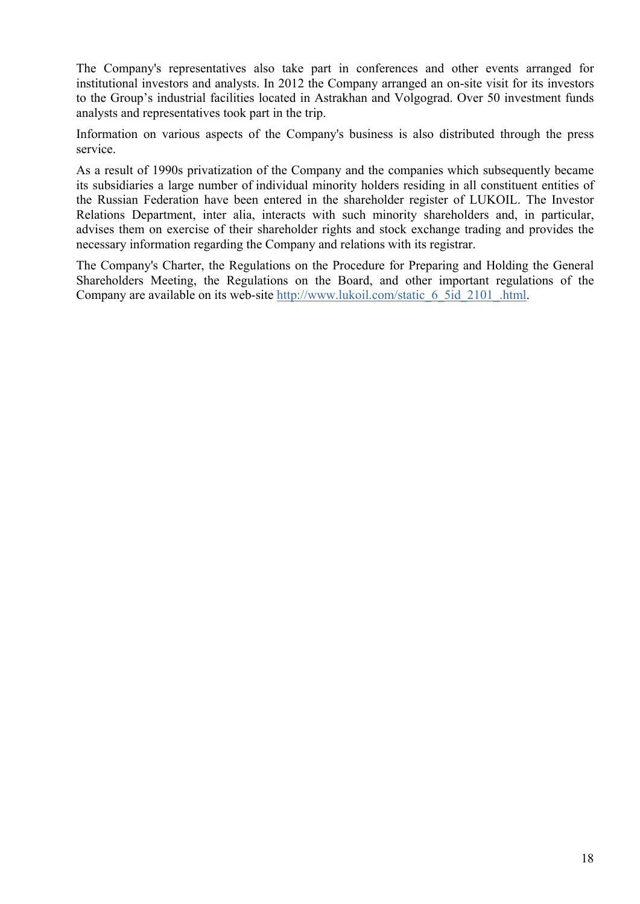The Company's representatives also take part in conferences and other events arranged for institutional investors and analysts. In 2012 the Company arranged an on-site visit for its investors to the Group's industrial facilities located in Astrakhan and Volgograd. Over 50 investment funds analysts and representatives took part in the trip.

Information on various aspects of the Company's business is also distributed through the press service.

As a result of 1990s privatization of the Company and the companies which subsequently became its subsidiaries a large number of individual minority holders residing in all constituent entities of the Russian Federation have been entered in the shareholder register of LUKOIL. The Investor Relations Department, inter alia, interacts with such minority shareholders and, in particular, advises them on exercise of their shareholder rights and stock exchange trading and provides the necessary information regarding the Company and relations with its registrar.

The Company's Charter, the Regulations on the Procedure for Preparing and Holding the General Shareholders Meeting, the Regulations on the Board, and other important regulations of the Company are available on its web-site http://www.lukoil.com/static_6_5id_2101_.html.